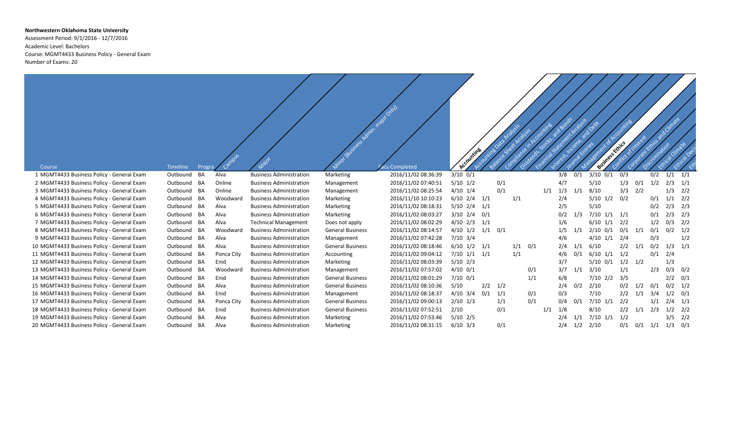**Northwestern Oklahoma State University**

Assessment Period: 9/1/2016 - 12/7/2016

Academic Level: Bachelors

Course: MGMT4433 Business Policy - General Exam

Number of Exams: 20

| Course | Timeline | Progra | Campus | Major | Minor (Business Admin. major Only) | Facu Completed | Accounting | Accounting Data Analysis | Balance Sheet Analysis | Compliance in Accounting | Dividends, Stocks, and Bonds | Financial Statement Analysis | Interest, Income, and Debt | Journal Entries | Management of Accounting | Business Ethics | Conflict of Interest | Corporate Ethics and Climate | Discrimination | Ethical Climate | Ethical Deci | Eth |
|---|---|---|---|---|---|---|---|---|---|---|---|---|---|---|---|---|---|---|---|---|---|---|
| 1 MGMT4433 Business Policy - General Exam | Outbound | BA | Alva | Business Administration | Marketing | 2016/11/02 08:36:39 | 3/10 | 0/1 | | | | | | 3/8 | 0/1 | 3/10 | 0/1 | 0/3 | | 0/2 | 1/1 | 1/1 |
| 2 MGMT4433 Business Policy - General Exam | Outbound | BA | Online | Business Administration | Management | 2016/11/02 07:40:51 | 5/10 | 1/2 | | 0/1 | | | | 4/7 | | 5/10 | | 1/3 | 0/1 | 1/2 | 2/3 | 1/1 |
| 3 MGMT4433 Business Policy - General Exam | Outbound | BA | Online | Business Administration | Management | 2016/11/02 08:25:54 | 4/10 | 1/4 | | 0/1 | | | 1/1 | 1/3 | 1/1 | 8/10 | | 3/3 | 2/2 | | 1/3 | 2/2 |
| 4 MGMT4433 Business Policy - General Exam | Outbound | BA | Woodward | Business Administration | Marketing | 2016/11/10 10:10:23 | 6/10 | 2/4 | 1/1 | | 1/1 | | | 2/4 | | 5/10 | 1/2 | 0/2 | | 0/1 | 1/1 | 2/2 |
| 5 MGMT4433 Business Policy - General Exam | Outbound | BA | Alva | Business Administration | Marketing | 2016/11/02 08:18:31 | 5/10 | 2/4 | 1/1 | | | | | 2/5 | | 5/10 | | | | 0/2 | 2/3 | 2/3 |
| 6 MGMT4433 Business Policy - General Exam | Outbound | BA | Alva | Business Administration | Marketing | 2016/11/02 08:03:27 | 3/10 | 2/4 | 0/1 | | | | | 0/2 | 1/3 | 7/10 | 1/1 | 1/1 | | 0/1 | 2/3 | 2/3 |
| 7 MGMT4433 Business Policy - General Exam | Outbound | BA | Alva | Technical Management | Does not apply | 2016/11/02 08:02:29 | 4/10 | 2/3 | 1/1 | | | | | 1/6 | | 6/10 | 1/1 | 2/2 | | 1/2 | 0/3 | 2/2 |
| 8 MGMT4433 Business Policy - General Exam | Outbound | BA | Woodward | Business Administration | General Business | 2016/11/02 08:14:57 | 4/10 | 1/2 | 1/1 | 0/1 | | | | 1/5 | 1/1 | 2/10 | 0/1 | 0/1 | 1/1 | 0/1 | 0/2 | 1/2 |
| 9 MGMT4433 Business Policy - General Exam | Outbound | BA | Alva | Business Administration | Management | 2016/11/02 07:42:28 | 7/10 | 3/4 | | | | | | 4/6 | | 4/10 | 1/1 | 2/4 | | 0/3 | | 1/2 |
| 10 MGMT4433 Business Policy - General Exam | Outbound | BA | Alva | Business Administration | General Business | 2016/11/02 08:18:46 | 6/10 | 1/2 | 1/1 | | 1/1 | 0/1 | | 2/4 | 1/1 | 6/10 | | 2/2 | 1/1 | 0/2 | 1/3 | 1/1 |
| 11 MGMT4433 Business Policy - General Exam | Outbound | BA | Ponca City | Business Administration | Accounting | 2016/11/02 09:04:12 | 7/10 | 1/1 | 1/1 | | 1/1 | | | 4/6 | 0/1 | 6/10 | 1/1 | 1/2 | | 0/1 | 2/4 | |
| 12 MGMT4433 Business Policy - General Exam | Outbound | BA | Enid | Business Administration | Marketing | 2016/11/02 08:03:39 | 5/10 | 2/3 | | | | | | 3/7 | | 5/10 | 0/1 | 1/2 | 1/2 | | 1/3 | |
| 13 MGMT4433 Business Policy - General Exam | Outbound | BA | Woodward | Business Administration | Management | 2016/11/02 07:57:02 | 4/10 | 0/1 | | | | 0/1 | | 3/7 | 1/1 | 3/10 | | 1/1 | | 2/3 | 0/3 | 0/2 |
| 14 MGMT4433 Business Policy - General Exam | Outbound | BA | Enid | Business Administration | General Business | 2016/11/02 08:01:29 | 7/10 | 0/1 | | | | 1/1 | | 6/8 | | 7/10 | 2/2 | 3/5 | | | 2/2 | 0/1 |
| 15 MGMT4433 Business Policy - General Exam | Outbound | BA | Alva | Business Administration | General Business | 2016/11/02 08:10:36 | 5/10 | | 2/2 | 1/2 | | | | 2/4 | 0/2 | 2/10 | | 0/2 | 1/2 | 0/1 | 0/2 | 1/2 |
| 16 MGMT4433 Business Policy - General Exam | Outbound | BA | Enid | Business Administration | Management | 2016/11/02 08:18:37 | 4/10 | 3/4 | 0/1 | 1/1 | | 0/1 | | 0/3 | | 7/10 | | 2/2 | 1/1 | 3/4 | 1/2 | 0/1 |
| 17 MGMT4433 Business Policy - General Exam | Outbound | BA | Ponca City | Business Administration | General Business | 2016/11/02 09:00:13 | 2/10 | 1/3 | | 1/1 | | 0/1 | | 0/4 | 0/1 | 7/10 | 1/1 | 2/2 | | 1/1 | 2/4 | 1/1 |
| 18 MGMT4433 Business Policy - General Exam | Outbound | BA | Enid | Business Administration | General Business | 2016/11/02 07:52:51 | 2/10 | | | 0/1 | | | 1/1 | 1/8 | | 8/10 | | 2/2 | 1/1 | 2/3 | 1/2 | 2/2 |
| 19 MGMT4433 Business Policy - General Exam | Outbound | BA | Alva | Business Administration | Marketing | 2016/11/02 07:53:46 | 5/10 | 2/5 | | | | | | 2/4 | 1/1 | 7/10 | 1/1 | 1/2 | | | 3/5 | 2/2 |
| 20 MGMT4433 Business Policy - General Exam | Outbound | BA | Alva | Business Administration | Marketing | 2016/11/02 08:31:15 | 6/10 | 3/3 | | 0/1 | | | | 2/4 | 1/2 | 2/10 | | 0/1 | 0/1 | 1/1 | 1/3 | 0/1 |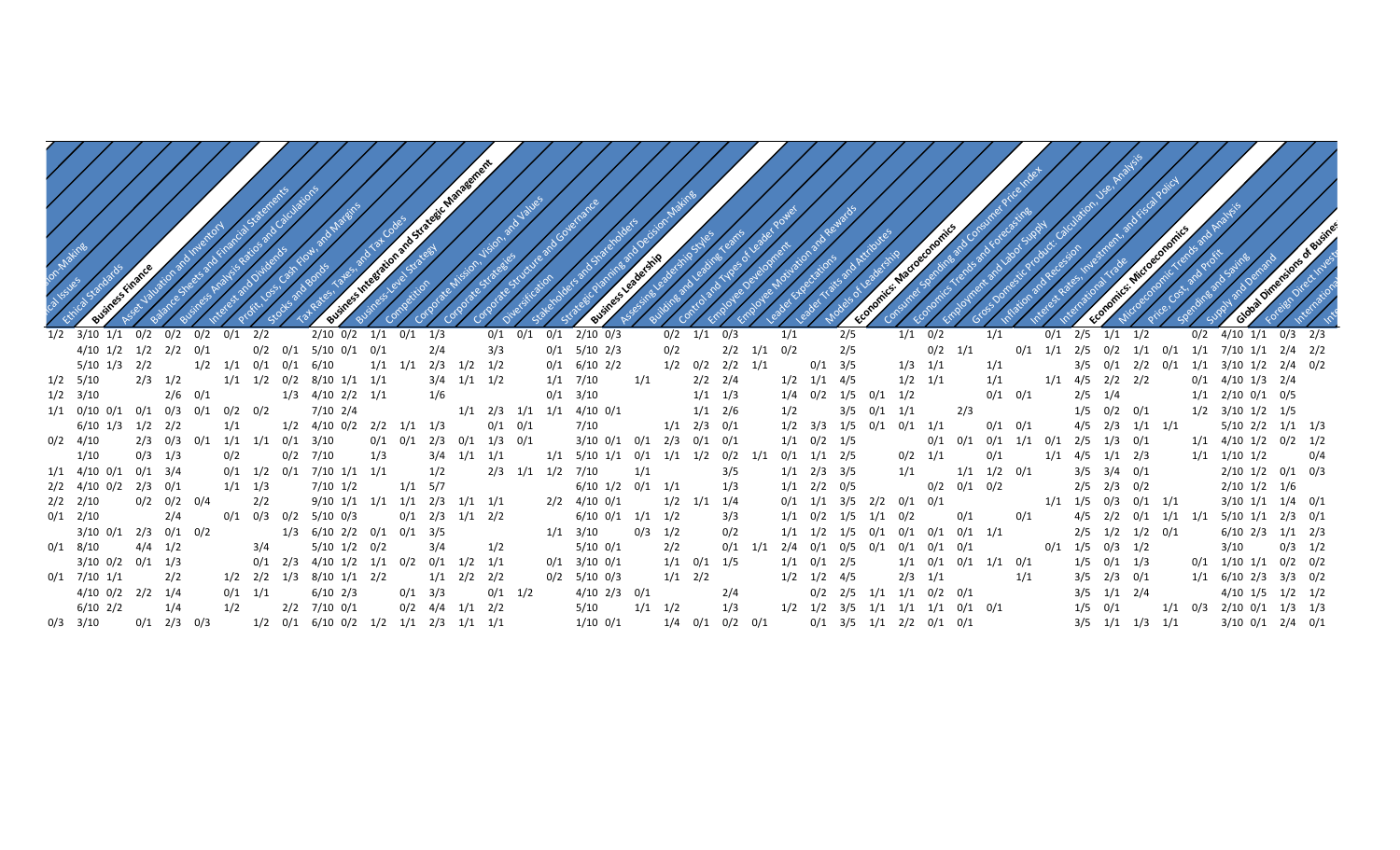| Ethical Standards | Business Finance | Asset Valuation and Inventory | Balance Sheets and Financial Statements | Business Analysis Ratios and Calculations | Interest and Dividends | Profit, Loss, Cash Flow, and Margins | Stocks and Bonds | Tax Rates, Taxes, and Tax Codes | Business Integration and Strategic Management | Business-Level Strategy | Competition | Corporate Mission, Vision, and Values | Corporate Strategies | Corporate Structure and Governance | Diversification | Stakeholders and Shareholders | Strategic Planning and Decision-Making | Business Leadership | Assessing Leadership Styles | Building and Leading Teams | Control and Types of Leader Power | Employee Development | Employee Motivation and Rewards | Leader Expectations | Leader Traits and Attributes | Models of Leadership | Economics: Macroeconomics | Consumer Spending and Consumer Price Index | Economics Trends and Forecasting | Employment and Labor Supply | Gross Domestic Product: Calculation, Use, Analysis | Inflation and Recession | Interest Rates, Investment, and Fiscal Policy | International Trade | Economics: Microeconomics | Microeconomic Trends and Analysis | Price, Cost, and Profit | Spending and Saving | Supply and Demand | Global Dimensions of Business | Foreign Direct Invest | International | Int |
|---|---|---|---|---|---|---|---|---|---|---|---|---|---|---|---|---|---|---|---|---|---|---|---|---|---|---|---|---|---|---|---|---|---|---|---|---|---|---|---|---|---|---|---|
| 1/2 | 3/10 | 1/1 | 0/2 | 0/2 | 0/2 | 0/1 | 2/2 | | 2/10 | 0/2 | 1/1 | 0/1 | 1/3 | | 0/1 | 0/1 | 0/1 | 2/10 | 0/3 | | 0/2 | 1/1 | 0/3 | | 1/1 | | 2/5 | | 1/1 | 0/2 | | 1/1 | | 0/1 | 2/5 | 1/1 | 1/2 | | 0/2 | 4/10 | 1/1 | 0/3 | 2/3 |
| | 4/10 | 1/2 | 1/2 | 2/2 | 0/1 | | 0/2 | 0/1 | 5/10 | 0/1 | 0/1 | | 2/4 | | 3/3 | | 0/1 | 5/10 | 2/3 | | 0/2 | | 2/2 | 1/1 | 0/2 | | 2/5 | | | 0/2 | 1/1 | | 0/1 | 1/1 | 2/5 | 0/2 | 1/1 | 0/1 | 1/1 | 7/10 | 1/1 | 2/4 | 2/2 |
| | 5/10 | 1/3 | 2/2 | | 1/2 | 1/1 | 0/1 | 0/1 | 6/10 | | 1/1 | 1/1 | 2/3 | 1/2 | 1/2 | | 0/1 | 6/10 | 2/2 | | 1/2 | 0/2 | 2/2 | 1/1 | | 0/1 | 3/5 | | 1/3 | 1/1 | | 1/1 | | | 3/5 | 0/1 | 2/2 | 0/1 | 1/1 | 3/10 | 1/2 | 2/4 | 0/2 |
| 1/2 | 5/10 | | 2/3 | 1/2 | | 1/1 | 1/2 | 0/2 | 8/10 | 1/1 | 1/1 | | 3/4 | 1/1 | 1/2 | | 1/1 | 7/10 | | 1/1 | | 2/2 | 2/4 | | 1/2 | 1/1 | 4/5 | | 1/2 | 1/1 | | 1/1 | | 1/1 | 4/5 | 2/2 | 2/2 | | 0/1 | 4/10 | 1/3 | 2/4 | |
| 1/2 | 3/10 | | | 2/6 | 0/1 | | | 1/3 | 4/10 | 2/2 | 1/1 | | 1/6 | | | | 0/1 | 3/10 | | | | 1/1 | 1/3 | | 1/4 | 0/2 | 1/5 | 0/1 | 1/2 | | | 0/1 | 0/1 | | 2/5 | 1/4 | | | 1/1 | 2/10 | 0/1 | 0/5 | |
| 1/1 | 0/10 | 0/1 | 0/1 | 0/3 | 0/1 | 0/2 | 0/2 | | 7/10 | 2/4 | | | | 1/1 | 2/3 | 1/1 | 1/1 | 4/10 | 0/1 | | | 1/1 | 2/6 | | 1/2 | | 3/5 | 0/1 | 1/1 | | 2/3 | | | | 1/5 | 0/2 | 0/1 | | 1/2 | 3/10 | 1/2 | 1/5 | |
| | 6/10 | 1/3 | 1/2 | 2/2 | | 1/1 | | 1/2 | 4/10 | 0/2 | 2/2 | 1/1 | 1/3 | | 0/1 | 0/1 | | 7/10 | | 1/1 | 2/3 | 0/1 | | | 1/2 | 3/3 | 1/5 | 0/1 | 0/1 | 1/1 | | 0/1 | 0/1 | | 4/5 | 2/3 | 1/1 | 1/1 | | 5/10 | 2/2 | 1/1 | 1/3 |
| 0/2 | 4/10 | | 2/3 | 0/3 | 0/1 | 1/1 | 1/1 | 0/1 | 3/10 | | 0/1 | 0/1 | 2/3 | 0/1 | 1/3 | 0/1 | | 3/10 | 0/1 | 0/1 | 2/3 | 0/1 | 0/1 | | 1/1 | 0/2 | 1/5 | | | 0/1 | 0/1 | 0/1 | 1/1 | 0/1 | 2/5 | 1/3 | 0/1 | | 1/1 | 4/10 | 1/2 | 0/2 | 1/2 |
| | 1/10 | | 0/3 | 1/3 | | 0/2 | | 0/2 | 7/10 | | 1/3 | | 3/4 | 1/1 | 1/1 | | 1/1 | 5/10 | 1/1 | 0/1 | 1/1 | 1/2 | 0/2 | 1/1 | 0/1 | 1/1 | 2/5 | | 0/2 | 1/1 | | 0/1 | | 1/1 | 4/5 | 1/1 | 2/3 | | 1/1 | 1/10 | 1/2 | | 0/4 |
| 1/1 | 4/10 | 0/1 | 0/1 | 3/4 | | 0/1 | 1/2 | 0/1 | 7/10 | 1/1 | 1/1 | | 1/2 | | 2/3 | 1/1 | 1/2 | 7/10 | | 1/1 | | | 3/5 | | 1/1 | 2/3 | 3/5 | | 1/1 | | 1/1 | 1/2 | 0/1 | | 3/5 | 3/4 | 0/1 | | | 2/10 | 1/2 | 0/1 | 0/3 |
| 2/2 | 4/10 | 0/2 | 2/3 | 0/1 | | 1/1 | 1/3 | | 7/10 | 1/2 | | 1/1 | 5/7 | | | | | 6/10 | 1/2 | 0/1 | 1/1 | | 1/3 | | 1/1 | 2/2 | 0/5 | | | 0/2 | 0/1 | 0/2 | | | 2/5 | 2/3 | 0/2 | | | 2/10 | 1/2 | 1/6 | |
| 2/2 | 2/10 | | 0/2 | 0/2 | 0/4 | | 2/2 | | 9/10 | 1/1 | 1/1 | 1/1 | 2/3 | 1/1 | 1/1 | | 2/2 | 4/10 | 0/1 | | 1/2 | 1/1 | 1/4 | | 0/1 | 1/1 | 3/5 | 2/2 | 0/1 | 0/1 | | | | 1/1 | 1/5 | 0/3 | 0/1 | 1/1 | | 3/10 | 1/1 | 1/4 | 0/1 |
| 0/1 | 2/10 | | | 2/4 | | 0/1 | 0/3 | 0/2 | 5/10 | 0/3 | | 0/1 | 2/3 | 1/1 | 2/2 | | | 6/10 | 0/1 | 1/1 | 1/2 | | 3/3 | | 1/1 | 0/2 | 1/5 | 1/1 | 0/2 | | 0/1 | | | 0/1 | 4/5 | 2/2 | 0/1 | 1/1 | 1/1 | 5/10 | 1/1 | 2/3 | 0/1 |
| | 3/10 | 0/1 | 2/3 | 0/1 | 0/2 | | | 1/3 | 6/10 | 2/2 | 0/1 | 0/1 | 3/5 | | | | 1/1 | 3/10 | | 0/3 | 1/2 | | 0/2 | | 1/1 | 1/2 | 1/5 | 0/1 | 0/1 | 0/1 | 0/1 | 1/1 | | | 2/5 | 1/2 | 1/2 | 0/1 | | 6/10 | 2/3 | 1/1 | 2/3 |
| 0/1 | 8/10 | | 4/4 | 1/2 | | | 3/4 | | 5/10 | 1/2 | 0/2 | | 3/4 | | 1/2 | | | 5/10 | 0/1 | 2/2 | | | 0/1 | 1/1 | 2/4 | 0/1 | 0/5 | 0/1 | 0/1 | 0/1 | 0/1 | | | 0/1 | 1/5 | 0/3 | 1/2 | | | 3/10 | | 0/3 | 1/2 |
| | 3/10 | 0/2 | 0/1 | 1/3 | | | 0/1 | 2/3 | 4/10 | 1/2 | 1/1 | 0/2 | 0/1 | 1/2 | 1/1 | | 0/1 | 3/10 | 0/1 | | 1/1 | 0/1 | 1/5 | | 1/1 | 0/1 | 2/5 | | 1/1 | 0/1 | 0/1 | 1/1 | 0/1 | | 1/5 | 0/1 | 1/3 | | 0/1 | 1/10 | 1/1 | 0/2 | 0/2 |
| 0/1 | 7/10 | 1/1 | | 2/2 | | 1/2 | 2/2 | 1/3 | 8/10 | 1/1 | 2/2 | | 1/1 | 2/2 | 2/2 | | 0/2 | 5/10 | 0/3 | | 1/1 | 2/2 | | | 1/2 | 1/2 | 4/5 | | 2/3 | 1/1 | | | | 1/1 | 3/5 | 2/3 | 0/1 | | 1/1 | 6/10 | 2/3 | 3/3 | 0/2 |
| | 4/10 | 0/2 | 2/2 | 1/4 | | 0/1 | 1/1 | | 6/10 | 2/3 | | 0/1 | 3/3 | | 0/1 | 1/2 | | 4/10 | 2/3 | 0/1 | | | 2/4 | | | 0/2 | 2/5 | 1/1 | 1/1 | 0/2 | 0/1 | | | | 3/5 | 1/1 | 2/4 | | | 4/10 | 1/5 | 1/2 | 1/2 |
| | 6/10 | 2/2 | | 1/4 | | 1/2 | | 2/2 | 7/10 | 0/1 | | 0/2 | 4/4 | 1/1 | 2/2 | | | 5/10 | | 1/1 | 1/2 | | 1/3 | | 1/2 | 1/2 | 3/5 | 1/1 | 1/1 | 1/1 | 0/1 | 0/1 | | | 1/5 | 0/1 | | 1/1 | 0/3 | 2/10 | 0/1 | 1/3 | 1/3 |
| 0/3 | 3/10 | | 0/1 | 2/3 | 0/3 | | 1/2 | 0/1 | 6/10 | 0/2 | 1/2 | 1/1 | 2/3 | 1/1 | 1/1 | | | 1/10 | 0/1 | | 1/4 | 0/1 | 0/2 | 0/1 | | 0/1 | 3/5 | 1/1 | 2/2 | 0/1 | 0/1 | | | | 3/5 | 1/1 | 1/3 | 1/1 | | 3/10 | 0/1 | 2/4 | 0/1 |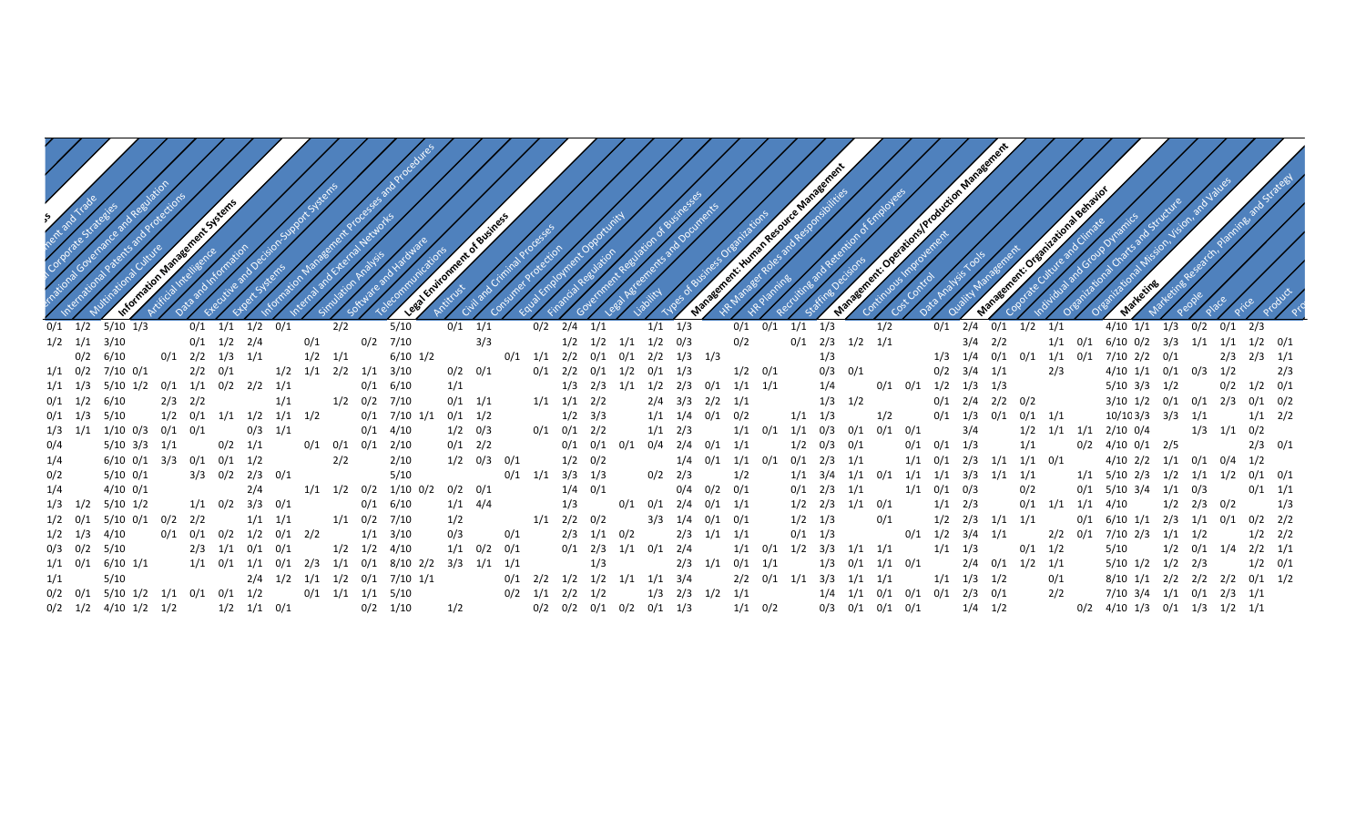| s | ment and Trade | l Corporate Strategies | rnational Governance and Regulation | International Patents and Protections | Multinational Culture | **Information Management Systems** | Artificial Intelligence | Data and Information | Executive and Decision-Support Systems | Expert Systems | Information Management Processes and Procedures | Internal and External Networks | Simulation Analysis | Software and Hardware | Telecommunications | **Legal Environment of Business** | Antitrust | Civil and Criminal Processes | Consumer Protection | Equal Employment Opportunity | Financial Regulation | Government Regulation of Businesses | Legal Agreements and Documents | Liability | Types of Business Organizations | **Management: Human Resource Management** | HR Manager Roles and Responsibilities | HR Planning | Recruiting and Retention of Employees | Staffing Decisions | **Management: Operations/Production Management** | Continuous Improvement | Cost Control | Data Analysis Tools | Quality Management | **Management: Organizational Behavior** | Corporate Culture and Climate | Individual and Group Dynamics | Organizational Charts and Structure | Organizational Mission, Vision, and Values | **Marketing** | Marketing Research, Planning, and Strategy | People | Place | Price | Product | Pro |
|---|---|---|---|---|---|---|---|---|---|---|---|---|---|---|---|---|---|---|---|---|---|---|---|---|---|---|---|---|---|---|---|---|---|---|---|---|---|---|---|---|---|---|---|---|---|---|---|
| | | | | 0/1 | 1/2 | 5/10 | 1/3 | | 0/1 | 1/1 | 1/2 | 0/1 | | | 2/2 | 5/10 | | 0/1 | 1/1 | | 0/2 | 2/4 | 1/1 | | 1/1 | 1/3 | | 0/1 | 0/1 | 1/1 | 1/3 | | 1/2 | | 0/1 | 2/4 | 0/1 | 1/2 | 1/1 | | 4/10 | 1/1 | 1/3 | 0/2 | 0/1 | 2/3 | |
| | | | | 1/2 | 1/1 | 3/10 | | | 0/1 | 1/2 | 2/4 | | 0/1 | | 0/2 | 7/10 | | | 3/3 | | | 1/2 | 1/2 | 1/1 | 1/2 | 0/3 | | 0/2 | | 0/1 | 2/3 | 1/2 | 1/1 | | | 3/4 | 2/2 | | 1/1 | 0/1 | 6/10 | 0/2 | 3/3 | 1/1 | 1/1 | 1/2 | 0/1 |
| | | | | | 0/2 | 6/10 | | 0/1 | 2/2 | 1/3 | 1/1 | | 1/2 | 1/1 | | 6/10 | 1/2 | | | 0/1 | 1/1 | 2/2 | 0/1 | 0/1 | 2/2 | 1/3 | 1/3 | | | | 1/3 | | | | 1/3 | 1/4 | 0/1 | 0/1 | 1/1 | 0/1 | 7/10 | 2/2 | 0/1 | | 2/3 | 2/3 | 1/1 |
| | | | | 1/1 | 0/2 | 7/10 | 0/1 | | 2/2 | 0/1 | | 1/2 | 1/1 | 2/2 | 1/1 | 3/10 | | 0/2 | 0/1 | | 0/1 | 2/2 | 0/1 | 1/2 | 0/1 | 1/3 | | 1/2 | 0/1 | | 0/3 | 0/1 | | | 0/2 | 3/4 | 1/1 | | 2/3 | | 4/10 | 1/1 | 0/1 | 0/3 | 1/2 | | 2/3 |
| | | | | 1/1 | 1/3 | 5/10 | 1/2 | 0/1 | 1/1 | 0/2 | 2/2 | 1/1 | | | 0/1 | 6/10 | 1/1 | | | | | 1/3 | 2/3 | 1/1 | 1/2 | 2/3 | 0/1 | 1/1 | 1/1 | | 1/4 | | 0/1 | 0/1 | 1/2 | 1/3 | 1/3 | | | | 5/10 | 3/3 | 1/2 | | 0/2 | 1/2 | 0/1 |
| | | | | 0/1 | 1/2 | 6/10 | | 2/3 | 2/2 | | | 1/1 | | 1/2 | 0/2 | 7/10 | | 0/1 | 1/1 | | 1/1 | 1/1 | 2/2 | | 2/4 | 3/3 | 2/2 | 1/1 | | | 1/3 | 1/2 | | | 0/1 | 2/4 | 2/2 | 0/2 | | | 3/10 | 1/2 | 0/1 | 0/1 | 2/3 | 0/1 | 0/2 |
| | | | | 0/1 | 1/3 | 5/10 | | 1/2 | 0/1 | 1/1 | 1/2 | 1/1 | 1/2 | | 0/1 | 7/10 | 1/1 | 0/1 | 1/2 | | | 1/2 | 3/3 | | 1/1 | 1/4 | 0/1 | 0/2 | | 1/1 | 1/3 | | 1/2 | | 0/1 | 1/3 | 0/1 | 0/1 | 1/1 | | 10/10 | 3/3 | 3/3 | 1/1 | | 1/1 | 2/2 |
| | | | | 1/3 | 1/1 | 1/10 | 0/3 | 0/1 | 0/1 | | 0/3 | 1/1 | | | 0/1 | 4/10 | | 1/2 | 0/3 | | 0/1 | 0/1 | 2/2 | | 1/1 | 2/3 | | 1/1 | 0/1 | 1/1 | 0/3 | 0/1 | 0/1 | 0/1 | | 3/4 | | 1/2 | 1/1 | 1/1 | 2/10 | 0/4 | | 1/3 | 1/1 | 0/2 | |
| | | | | 0/4 | | 5/10 | 3/3 | 1/1 | | 0/2 | 1/1 | | 0/1 | 0/1 | 0/1 | 2/10 | | 0/1 | 2/2 | | | 0/1 | 0/1 | 0/1 | 0/4 | 2/4 | 0/1 | 1/1 | | 1/2 | 0/3 | 0/1 | | 0/1 | 0/1 | 1/3 | | 1/1 | | 0/2 | 4/10 | 0/1 | 2/5 | | | 2/3 | 0/1 |
| | | | | 1/4 | | 6/10 | 0/1 | 3/3 | 0/1 | 0/1 | 1/2 | | | 2/2 | | 2/10 | | 1/2 | 0/3 | 0/1 | | 1/2 | 0/2 | | | 1/4 | 0/1 | 1/1 | 0/1 | 0/1 | 2/3 | 1/1 | | 1/1 | 0/1 | 2/3 | 1/1 | 1/1 | 0/1 | | 4/10 | 2/2 | 1/1 | 0/1 | 0/4 | 1/2 | |
| | | | | 0/2 | | 5/10 | 0/1 | | 3/3 | 0/2 | 2/3 | 0/1 | | | | 5/10 | | | | 0/1 | 1/1 | 3/3 | 1/3 | | 0/2 | 2/3 | | 1/2 | | 1/1 | 3/4 | 1/1 | 0/1 | 1/1 | 1/1 | 3/3 | 1/1 | 1/1 | | 1/1 | 5/10 | 2/3 | 1/2 | 1/1 | 1/2 | 0/1 | 0/1 |
| | | | | 1/4 | | 4/10 | 0/1 | | | | 2/4 | | 1/1 | 1/2 | 0/2 | 1/10 | 0/2 | 0/2 | 0/1 | | | 1/4 | 0/1 | | | 0/4 | 0/2 | 0/1 | | 0/1 | 2/3 | 1/1 | | 1/1 | 0/1 | 0/3 | | 0/2 | | 0/1 | 5/10 | 3/4 | 1/1 | 0/3 | | 0/1 | 1/1 |
| | | | | 1/3 | 1/2 | 5/10 | 1/2 | | 1/1 | 0/2 | 3/3 | 0/1 | | | 0/1 | 6/10 | | 1/1 | 4/4 | | | 1/3 | | 0/1 | 0/1 | 2/4 | 0/1 | 1/1 | | 1/2 | 2/3 | 1/1 | 0/1 | | 1/1 | 2/3 | | 0/1 | 1/1 | 1/1 | 4/10 | | 1/2 | 2/3 | 0/2 | | 1/3 |
| | | | | 1/2 | 0/1 | 5/10 | 0/1 | 0/2 | 2/2 | | 1/1 | 1/1 | | 1/1 | 0/2 | 7/10 | | | 1/2 | | 1/1 | 2/2 | 0/2 | | 3/3 | 1/4 | 0/1 | 0/1 | | 1/2 | 1/3 | | 0/1 | | 1/2 | 2/3 | 1/1 | 1/1 | | 0/1 | 6/10 | 1/1 | 2/3 | 1/1 | 0/1 | 0/2 | 2/2 |
| | | | | 1/2 | 1/3 | 4/10 | | 0/1 | 0/1 | 0/2 | 1/2 | 0/1 | 2/2 | | 1/1 | 3/10 | | 0/3 | | | 0/1 | | 2/3 | 1/1 | 0/2 | 2/3 | 1/1 | 1/1 | | | | | | 0/1 | 1/2 | 3/4 | 1/1 | | 2/2 | 0/1 | 7/10 | 2/3 | 1/1 | 1/2 | | 1/2 | 2/2 |
| | | | | 0/3 | 0/2 | 5/10 | | | 2/3 | 1/1 | 0/1 | 0/1 | | 1/2 | 1/2 | 4/10 | 1/1 | 0/2 | 0/1 | | 0/1 | 2/3 | 1/1 | 0/1 | | 2/4 | | 1/1 | 0/1 | 1/2 | 3/3 | 1/1 | 1/1 | | 1/1 | 1/3 | | 0/1 | 1/2 | | 5/10 | | 1/2 | 0/1 | 1/4 | 2/2 | 1/1 |
| | | | | 1/1 | 0/1 | 6/10 | 1/1 | | 1/1 | 0/1 | 1/1 | 0/1 | 2/3 | 1/1 | 0/1 | 8/10 | 2/2 | 3/3 | 1/1 | 1/1 | | | 1/3 | | | 2/3 | 1/1 | 0/1 | 1/1 | | 1/3 | 0/1 | 1/1 | 0/1 | | 2/4 | 0/1 | 1/2 | 1/1 | | 5/10 | 1/2 | 1/2 | 2/3 | | 1/2 | 0/1 |
| | | | | 1/1 | | 5/10 | | | | | 2/4 | 1/2 | 1/1 | 1/2 | 0/1 | 7/10 | 1/1 | | | 0/1 | 2/2 | 1/2 | 1/2 | 1/1 | 1/1 | 3/4 | | 2/2 | 0/1 | 1/1 | 3/3 | 1/1 | 1/1 | | 1/1 | 1/3 | 1/2 | | | 0/1 | 8/10 | 1/1 | 2/2 | 2/2 | 2/2 | 0/1 | 1/2 |
| | | | | 0/2 | 0/1 | 5/10 | 1/2 | 1/1 | 0/1 | 0/1 | 1/2 | | 0/1 | 1/1 | 1/1 | 5/10 | | | | 0/2 | 1/1 | 2/2 | 1/2 | | 1/3 | 2/3 | 1/2 | 1/1 | | | 1/4 | 1/1 | 0/1 | 0/1 | 0/1 | 2/3 | 0/1 | | 2/2 | | 7/10 | 3/4 | 1/1 | 0/1 | 2/3 | 1/1 | |
| | | | | 0/2 | 1/2 | 4/10 | 1/2 | 1/2 | | 1/2 | 1/1 | 0/1 | | | 0/2 | 1/10 | | | 1/2 | | 0/2 | 0/2 | 0/1 | 0/2 | 0/1 | 1/3 | | 1/1 | 0/2 | | 0/3 | 0/1 | 0/1 | 0/1 | | 1/4 | 1/2 | | | 0/2 | 4/10 | 1/3 | 0/1 | 1/3 | 1/2 | 1/1 | |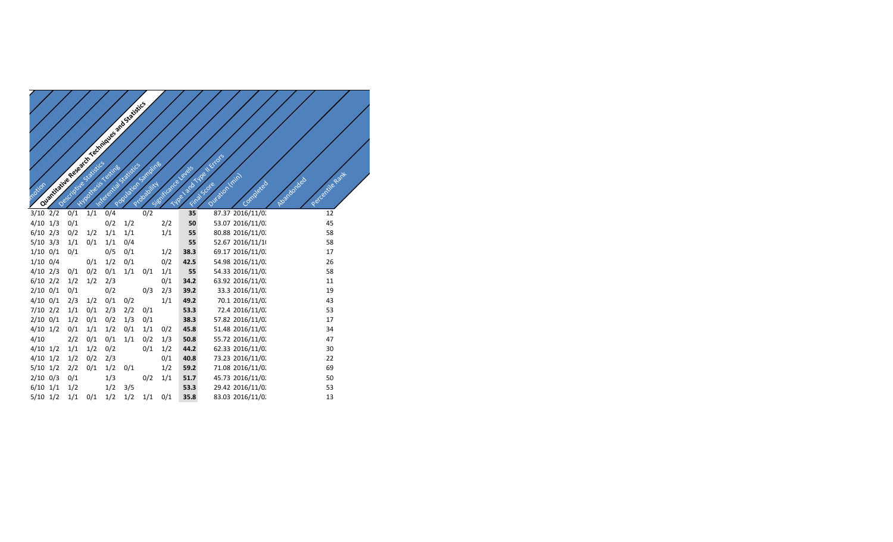| motion | Quantitative Research Techniques and Statistics | Descriptive Statistics | Hypothesis Testing | Inferential Statistics | Population Sampling | Probability | Significance Levels | Type I and Type II Errors | Final Score | Duration (min) | Completed | Abandonded | Percentile Rank |
|---|---|---|---|---|---|---|---|---|---|---|---|---|---|
| | 3/10 | 2/2 | 0/1 | 1/1 | 0/4 | | 0/2 | | **35** | 87.37 | 2016/11/0 | | 12 |
| | 4/10 | 1/3 | 0/1 | | 0/2 | 1/2 | | 2/2 | **50** | 53.07 | 2016/11/0 | | 45 |
| | 6/10 | 2/3 | 0/2 | 1/2 | 1/1 | 1/1 | | 1/1 | **55** | 80.88 | 2016/11/0 | | 58 |
| | 5/10 | 3/3 | 1/1 | 0/1 | 1/1 | 0/4 | | | **55** | 52.67 | 2016/11/1 | | 58 |
| | 1/10 | 0/1 | 0/1 | | 0/5 | 0/1 | | 1/2 | **38.3** | 69.17 | 2016/11/0 | | 17 |
| | 1/10 | 0/4 | | 0/1 | 1/2 | 0/1 | | 0/2 | **42.5** | 54.98 | 2016/11/0 | | 26 |
| | 4/10 | 2/3 | 0/1 | 0/2 | 0/1 | 1/1 | 0/1 | 1/1 | **55** | 54.33 | 2016/11/0 | | 58 |
| | 6/10 | 2/2 | 1/2 | 1/2 | 2/3 | | | 0/1 | **34.2** | 63.92 | 2016/11/0 | | 11 |
| | 2/10 | 0/1 | 0/1 | | 0/2 | | 0/3 | 2/3 | **39.2** | 33.3 | 2016/11/0 | | 19 |
| | 4/10 | 0/1 | 2/3 | 1/2 | 0/1 | 0/2 | | 1/1 | **49.2** | 70.1 | 2016/11/0 | | 43 |
| | 7/10 | 2/2 | 1/1 | 0/1 | 2/3 | 2/2 | 0/1 | | **53.3** | 72.4 | 2016/11/0 | | 53 |
| | 2/10 | 0/1 | 1/2 | 0/1 | 0/2 | 1/3 | 0/1 | | **38.3** | 57.82 | 2016/11/0 | | 17 |
| | 4/10 | 1/2 | 0/1 | 1/1 | 1/2 | 0/1 | 1/1 | 0/2 | **45.8** | 51.48 | 2016/11/0 | | 34 |
| | 4/10 | | 2/2 | 0/1 | 0/1 | 1/1 | 0/2 | 1/3 | **50.8** | 55.72 | 2016/11/0 | | 47 |
| | 4/10 | 1/2 | 1/1 | 1/2 | 0/2 | | 0/1 | 1/2 | **44.2** | 62.33 | 2016/11/0 | | 30 |
| | 4/10 | 1/2 | 1/2 | 0/2 | 2/3 | | | 0/1 | **40.8** | 73.23 | 2016/11/0 | | 22 |
| | 5/10 | 1/2 | 2/2 | 0/1 | 1/2 | 0/1 | | 1/2 | **59.2** | 71.08 | 2016/11/0 | | 69 |
| | 2/10 | 0/3 | 0/1 | | 1/3 | | 0/2 | 1/1 | **51.7** | 45.73 | 2016/11/0 | | 50 |
| | 6/10 | 1/1 | 1/2 | | 1/2 | 3/5 | | | **53.3** | 29.42 | 2016/11/0 | | 53 |
| | 5/10 | 1/2 | 1/1 | 0/1 | 1/2 | 1/2 | 1/1 | 0/1 | **35.8** | 83.03 | 2016/11/0 | | 13 |